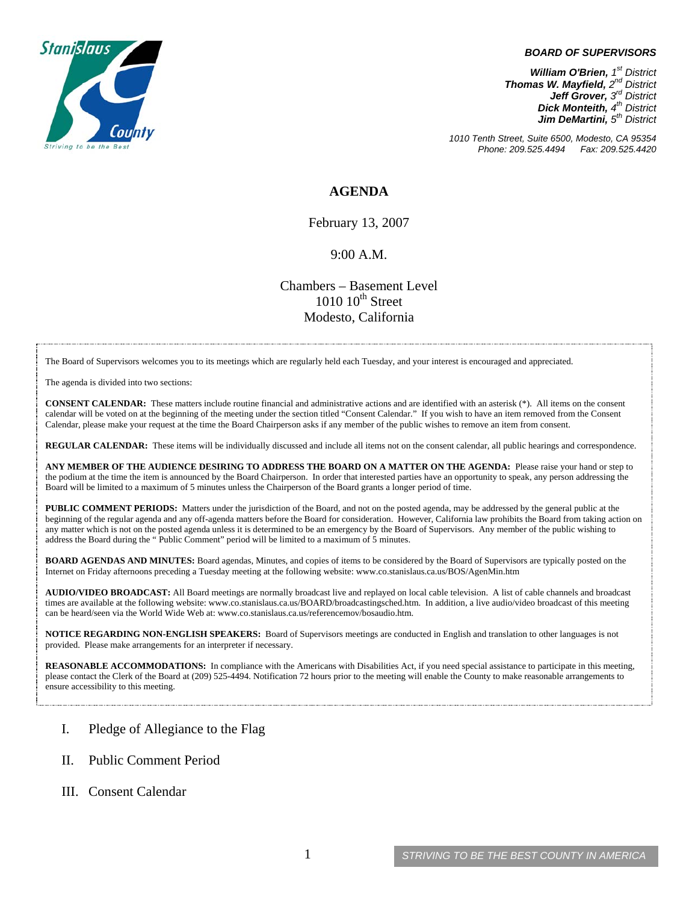**BOARD OF SUPERVISORS**

***William O'Brien,*** *1st District*
***Thomas W. Mayfield,*** *2nd District*
***Jeff Grover,*** *3rd District*
***Dick Monteith,*** *4th District*
***Jim DeMartini,*** *5th District*

*1010 Tenth Street, Suite 6500, Modesto, CA 95354*
*Phone: 209.525.4494 Fax: 209.525.4420*

# AGENDA

February 13, 2007

9:00 A.M.

Chambers – Basement Level
1010 10th Street
Modesto, California

The Board of Supervisors welcomes you to its meetings which are regularly held each Tuesday, and your interest is encouraged and appreciated.

The agenda is divided into two sections:

**CONSENT CALENDAR:** These matters include routine financial and administrative actions and are identified with an asterisk (*). All items on the consent calendar will be voted on at the beginning of the meeting under the section titled "Consent Calendar." If you wish to have an item removed from the Consent Calendar, please make your request at the time the Board Chairperson asks if any member of the public wishes to remove an item from consent.

**REGULAR CALENDAR:** These items will be individually discussed and include all items not on the consent calendar, all public hearings and correspondence.

**ANY MEMBER OF THE AUDIENCE DESIRING TO ADDRESS THE BOARD ON A MATTER ON THE AGENDA:** Please raise your hand or step to the podium at the time the item is announced by the Board Chairperson. In order that interested parties have an opportunity to speak, any person addressing the Board will be limited to a maximum of 5 minutes unless the Chairperson of the Board grants a longer period of time.

**PUBLIC COMMENT PERIODS:** Matters under the jurisdiction of the Board, and not on the posted agenda, may be addressed by the general public at the beginning of the regular agenda and any off-agenda matters before the Board for consideration. However, California law prohibits the Board from taking action on any matter which is not on the posted agenda unless it is determined to be an emergency by the Board of Supervisors. Any member of the public wishing to address the Board during the " Public Comment" period will be limited to a maximum of 5 minutes.

**BOARD AGENDAS AND MINUTES:** Board agendas, Minutes, and copies of items to be considered by the Board of Supervisors are typically posted on the Internet on Friday afternoons preceding a Tuesday meeting at the following website: www.co.stanislaus.ca.us/BOS/AgenMin.htm

**AUDIO/VIDEO BROADCAST:** All Board meetings are normally broadcast live and replayed on local cable television. A list of cable channels and broadcast times are available at the following website: www.co.stanislaus.ca.us/BOARD/broadcastingsched.htm. In addition, a live audio/video broadcast of this meeting can be heard/seen via the World Wide Web at: www.co.stanislaus.ca.us/referencemov/bosaudio.htm.

**NOTICE REGARDING NON-ENGLISH SPEAKERS:** Board of Supervisors meetings are conducted in English and translation to other languages is not provided. Please make arrangements for an interpreter if necessary.

**REASONABLE ACCOMMODATIONS:** In compliance with the Americans with Disabilities Act, if you need special assistance to participate in this meeting, please contact the Clerk of the Board at (209) 525-4494. Notification 72 hours prior to the meeting will enable the County to make reasonable arrangements to ensure accessibility to this meeting.

I. Pledge of Allegiance to the Flag

II. Public Comment Period

III. Consent Calendar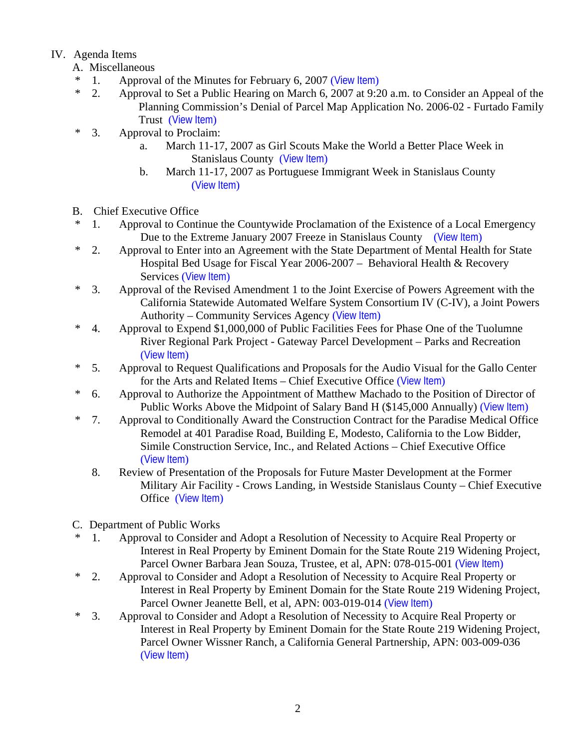IV. Agenda Items

A. Miscellaneous

\* 1. Approval of the Minutes for February 6, 2007 (View Item)

\* 2. Approval to Set a Public Hearing on March 6, 2007 at 9:20 a.m. to Consider an Appeal of the Planning Commission's Denial of Parcel Map Application No. 2006-02 - Furtado Family Trust (View Item)

\* 3. Approval to Proclaim:

a. March 11-17, 2007 as Girl Scouts Make the World a Better Place Week in Stanislaus County (View Item)

b. March 11-17, 2007 as Portuguese Immigrant Week in Stanislaus County (View Item)

B. Chief Executive Office

\* 1. Approval to Continue the Countywide Proclamation of the Existence of a Local Emergency Due to the Extreme January 2007 Freeze in Stanislaus County (View Item)

\* 2. Approval to Enter into an Agreement with the State Department of Mental Health for State Hospital Bed Usage for Fiscal Year 2006-2007 – Behavioral Health & Recovery Services (View Item)

\* 3. Approval of the Revised Amendment 1 to the Joint Exercise of Powers Agreement with the California Statewide Automated Welfare System Consortium IV (C-IV), a Joint Powers Authority – Community Services Agency (View Item)

\* 4. Approval to Expend $1,000,000 of Public Facilities Fees for Phase One of the Tuolumne River Regional Park Project - Gateway Parcel Development – Parks and Recreation (View Item)

\* 5. Approval to Request Qualifications and Proposals for the Audio Visual for the Gallo Center for the Arts and Related Items – Chief Executive Office (View Item)

\* 6. Approval to Authorize the Appointment of Matthew Machado to the Position of Director of Public Works Above the Midpoint of Salary Band H ($145,000 Annually) (View Item)

\* 7. Approval to Conditionally Award the Construction Contract for the Paradise Medical Office Remodel at 401 Paradise Road, Building E, Modesto, California to the Low Bidder, Simile Construction Service, Inc., and Related Actions – Chief Executive Office (View Item)

8. Review of Presentation of the Proposals for Future Master Development at the Former Military Air Facility - Crows Landing, in Westside Stanislaus County – Chief Executive Office (View Item)

C. Department of Public Works

\* 1. Approval to Consider and Adopt a Resolution of Necessity to Acquire Real Property or Interest in Real Property by Eminent Domain for the State Route 219 Widening Project, Parcel Owner Barbara Jean Souza, Trustee, et al, APN: 078-015-001 (View Item)

\* 2. Approval to Consider and Adopt a Resolution of Necessity to Acquire Real Property or Interest in Real Property by Eminent Domain for the State Route 219 Widening Project, Parcel Owner Jeanette Bell, et al, APN: 003-019-014 (View Item)

\* 3. Approval to Consider and Adopt a Resolution of Necessity to Acquire Real Property or Interest in Real Property by Eminent Domain for the State Route 219 Widening Project, Parcel Owner Wissner Ranch, a California General Partnership, APN: 003-009-036 (View Item)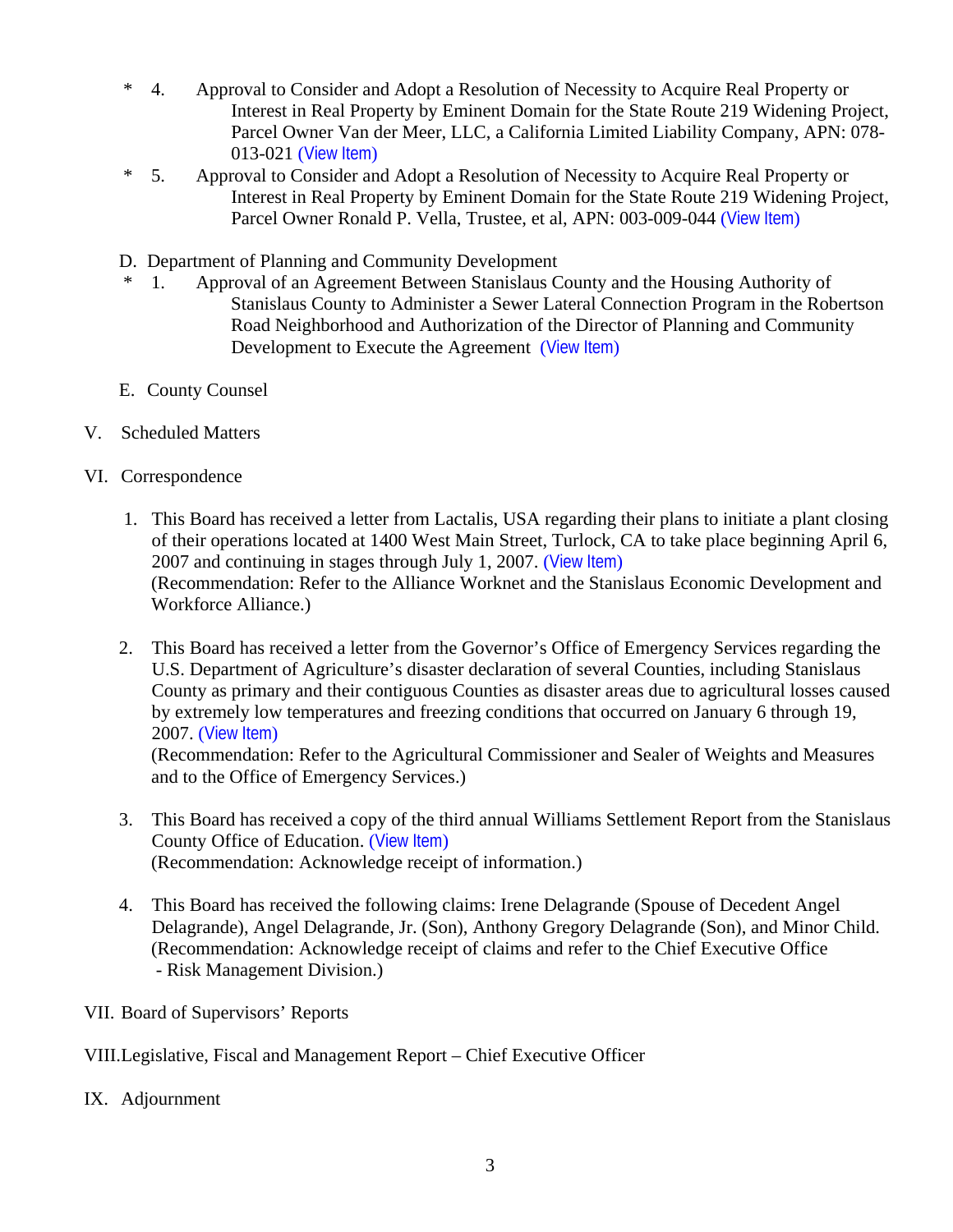\* 4. Approval to Consider and Adopt a Resolution of Necessity to Acquire Real Property or Interest in Real Property by Eminent Domain for the State Route 219 Widening Project, Parcel Owner Van der Meer, LLC, a California Limited Liability Company, APN: 078-013-021 (View Item)

\* 5. Approval to Consider and Adopt a Resolution of Necessity to Acquire Real Property or Interest in Real Property by Eminent Domain for the State Route 219 Widening Project, Parcel Owner Ronald P. Vella, Trustee, et al, APN: 003-009-044 (View Item)

D. Department of Planning and Community Development

\* 1. Approval of an Agreement Between Stanislaus County and the Housing Authority of Stanislaus County to Administer a Sewer Lateral Connection Program in the Robertson Road Neighborhood and Authorization of the Director of Planning and Community Development to Execute the Agreement (View Item)

E. County Counsel

V. Scheduled Matters

VI. Correspondence

1. This Board has received a letter from Lactalis, USA regarding their plans to initiate a plant closing of their operations located at 1400 West Main Street, Turlock, CA to take place beginning April 6, 2007 and continuing in stages through July 1, 2007. (View Item)
   (Recommendation: Refer to the Alliance Worknet and the Stanislaus Economic Development and Workforce Alliance.)

2. This Board has received a letter from the Governor's Office of Emergency Services regarding the U.S. Department of Agriculture's disaster declaration of several Counties, including Stanislaus County as primary and their contiguous Counties as disaster areas due to agricultural losses caused by extremely low temperatures and freezing conditions that occurred on January 6 through 19, 2007. (View Item)
   (Recommendation: Refer to the Agricultural Commissioner and Sealer of Weights and Measures and to the Office of Emergency Services.)

3. This Board has received a copy of the third annual Williams Settlement Report from the Stanislaus County Office of Education. (View Item)
   (Recommendation: Acknowledge receipt of information.)

4. This Board has received the following claims: Irene Delagrande (Spouse of Decedent Angel Delagrande), Angel Delagrande, Jr. (Son), Anthony Gregory Delagrande (Son), and Minor Child.
   (Recommendation: Acknowledge receipt of claims and refer to the Chief Executive Office - Risk Management Division.)

VII. Board of Supervisors' Reports

VIII. Legislative, Fiscal and Management Report – Chief Executive Officer

IX. Adjournment